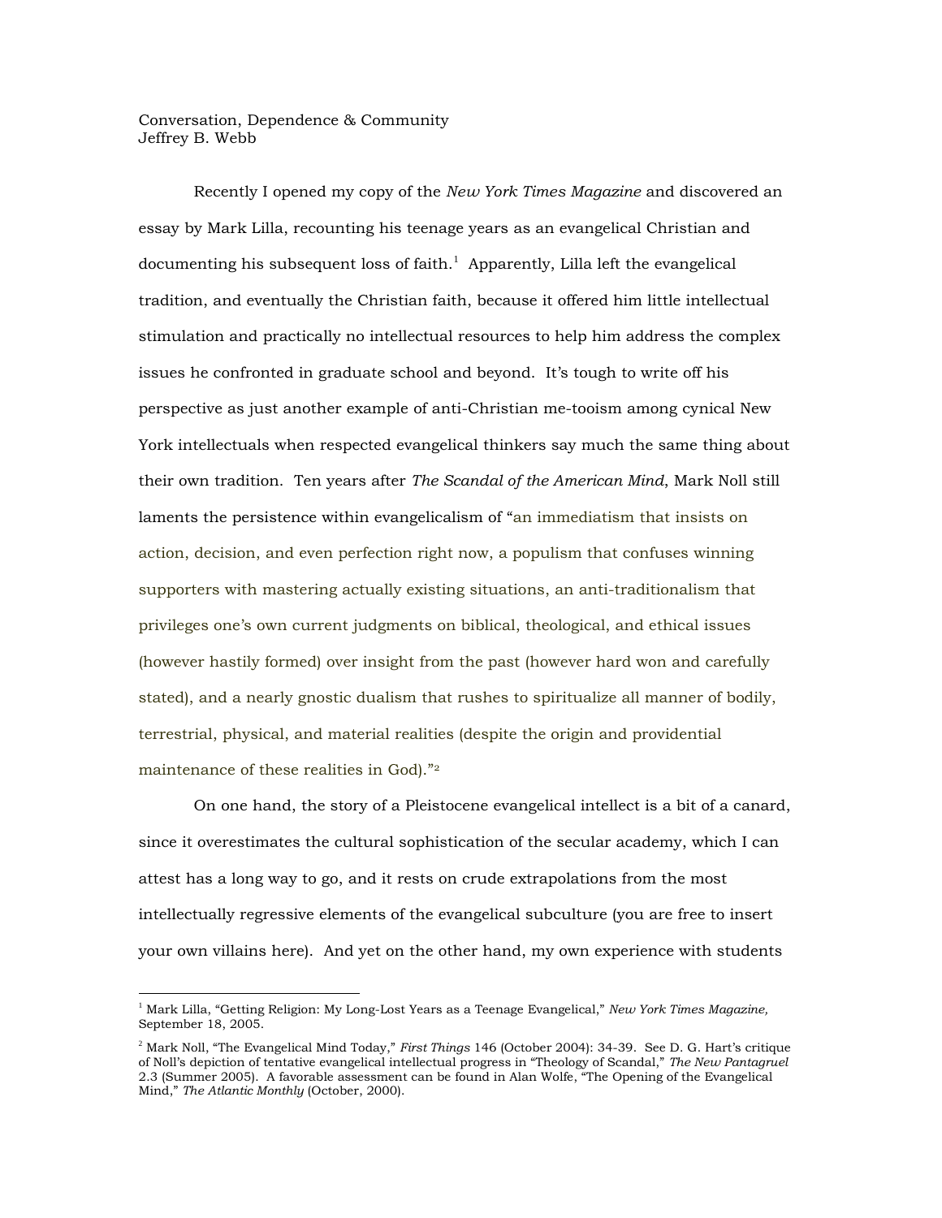Conversation, Dependence & Community
Jeffrey B. Webb

Recently I opened my copy of the *New York Times Magazine* and discovered an essay by Mark Lilla, recounting his teenage years as an evangelical Christian and documenting his subsequent loss of faith.[1] Apparently, Lilla left the evangelical tradition, and eventually the Christian faith, because it offered him little intellectual stimulation and practically no intellectual resources to help him address the complex issues he confronted in graduate school and beyond. It's tough to write off his perspective as just another example of anti-Christian me-tooism among cynical New York intellectuals when respected evangelical thinkers say much the same thing about their own tradition. Ten years after *The Scandal of the American Mind*, Mark Noll still laments the persistence within evangelicalism of "an immediatism that insists on action, decision, and even perfection right now, a populism that confuses winning supporters with mastering actually existing situations, an anti-traditionalism that privileges one's own current judgments on biblical, theological, and ethical issues (however hastily formed) over insight from the past (however hard won and carefully stated), and a nearly gnostic dualism that rushes to spiritualize all manner of bodily, terrestrial, physical, and material realities (despite the origin and providential maintenance of these realities in God)."[2]

On one hand, the story of a Pleistocene evangelical intellect is a bit of a canard, since it overestimates the cultural sophistication of the secular academy, which I can attest has a long way to go, and it rests on crude extrapolations from the most intellectually regressive elements of the evangelical subculture (you are free to insert your own villains here). And yet on the other hand, my own experience with students

---

[1] Mark Lilla, "Getting Religion: My Long-Lost Years as a Teenage Evangelical," *New York Times Magazine,* September 18, 2005.

[2] Mark Noll, "The Evangelical Mind Today," *First Things* 146 (October 2004): 34-39. See D. G. Hart's critique of Noll's depiction of tentative evangelical intellectual progress in "Theology of Scandal," *The New Pantagruel* 2.3 (Summer 2005). A favorable assessment can be found in Alan Wolfe, "The Opening of the Evangelical Mind," *The Atlantic Monthly* (October, 2000).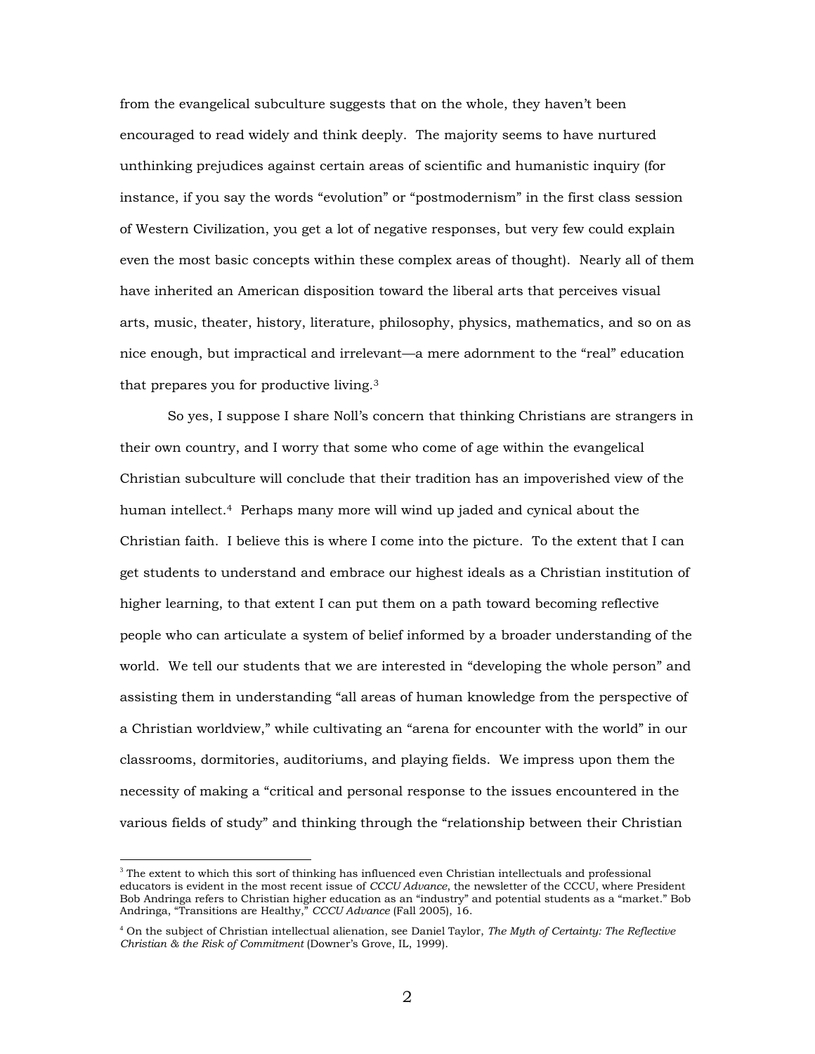from the evangelical subculture suggests that on the whole, they haven't been encouraged to read widely and think deeply. The majority seems to have nurtured unthinking prejudices against certain areas of scientific and humanistic inquiry (for instance, if you say the words "evolution" or "postmodernism" in the first class session of Western Civilization, you get a lot of negative responses, but very few could explain even the most basic concepts within these complex areas of thought). Nearly all of them have inherited an American disposition toward the liberal arts that perceives visual arts, music, theater, history, literature, philosophy, physics, mathematics, and so on as nice enough, but impractical and irrelevant—a mere adornment to the "real" education that prepares you for productive living.[3]

So yes, I suppose I share Noll's concern that thinking Christians are strangers in their own country, and I worry that some who come of age within the evangelical Christian subculture will conclude that their tradition has an impoverished view of the human intellect.[4] Perhaps many more will wind up jaded and cynical about the Christian faith. I believe this is where I come into the picture. To the extent that I can get students to understand and embrace our highest ideals as a Christian institution of higher learning, to that extent I can put them on a path toward becoming reflective people who can articulate a system of belief informed by a broader understanding of the world. We tell our students that we are interested in "developing the whole person" and assisting them in understanding "all areas of human knowledge from the perspective of a Christian worldview," while cultivating an "arena for encounter with the world" in our classrooms, dormitories, auditoriums, and playing fields. We impress upon them the necessity of making a "critical and personal response to the issues encountered in the various fields of study" and thinking through the "relationship between their Christian

---

[3] The extent to which this sort of thinking has influenced even Christian intellectuals and professional educators is evident in the most recent issue of *CCCU Advance*, the newsletter of the CCCU, where President Bob Andringa refers to Christian higher education as an "industry" and potential students as a "market." Bob Andringa, "Transitions are Healthy," *CCCU Advance* (Fall 2005), 16.

[4] On the subject of Christian intellectual alienation, see Daniel Taylor, *The Myth of Certainty: The Reflective Christian & the Risk of Commitment* (Downer's Grove, IL, 1999).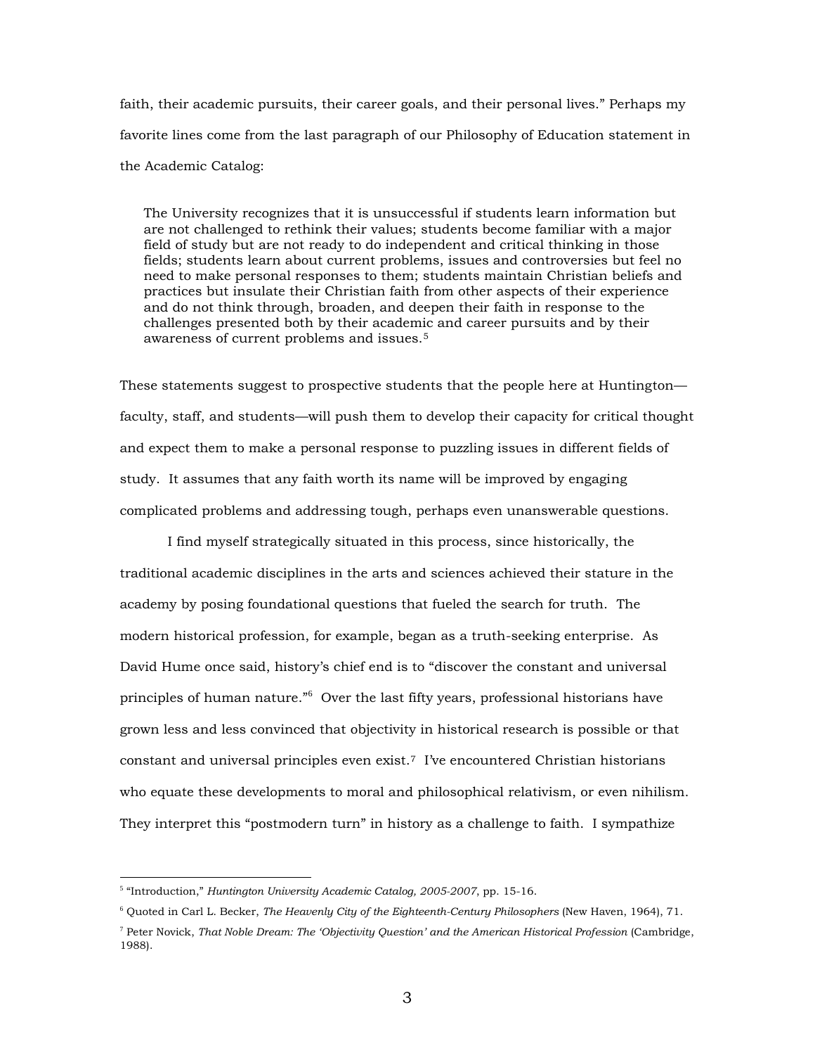faith, their academic pursuits, their career goals, and their personal lives." Perhaps my favorite lines come from the last paragraph of our Philosophy of Education statement in the Academic Catalog:

> The University recognizes that it is unsuccessful if students learn information but are not challenged to rethink their values; students become familiar with a major field of study but are not ready to do independent and critical thinking in those fields; students learn about current problems, issues and controversies but feel no need to make personal responses to them; students maintain Christian beliefs and practices but insulate their Christian faith from other aspects of their experience and do not think through, broaden, and deepen their faith in response to the challenges presented both by their academic and career pursuits and by their awareness of current problems and issues.[5]

These statements suggest to prospective students that the people here at Huntington—faculty, staff, and students—will push them to develop their capacity for critical thought and expect them to make a personal response to puzzling issues in different fields of study. It assumes that any faith worth its name will be improved by engaging complicated problems and addressing tough, perhaps even unanswerable questions.

I find myself strategically situated in this process, since historically, the traditional academic disciplines in the arts and sciences achieved their stature in the academy by posing foundational questions that fueled the search for truth. The modern historical profession, for example, began as a truth-seeking enterprise. As David Hume once said, history's chief end is to "discover the constant and universal principles of human nature."[6] Over the last fifty years, professional historians have grown less and less convinced that objectivity in historical research is possible or that constant and universal principles even exist.[7] I've encountered Christian historians who equate these developments to moral and philosophical relativism, or even nihilism. They interpret this "postmodern turn" in history as a challenge to faith. I sympathize

---

[5] "Introduction," *Huntington University Academic Catalog, 2005-2007*, pp. 15-16.

[6] Quoted in Carl L. Becker, *The Heavenly City of the Eighteenth-Century Philosophers* (New Haven, 1964), 71.

[7] Peter Novick, *That Noble Dream: The 'Objectivity Question' and the American Historical Profession* (Cambridge, 1988).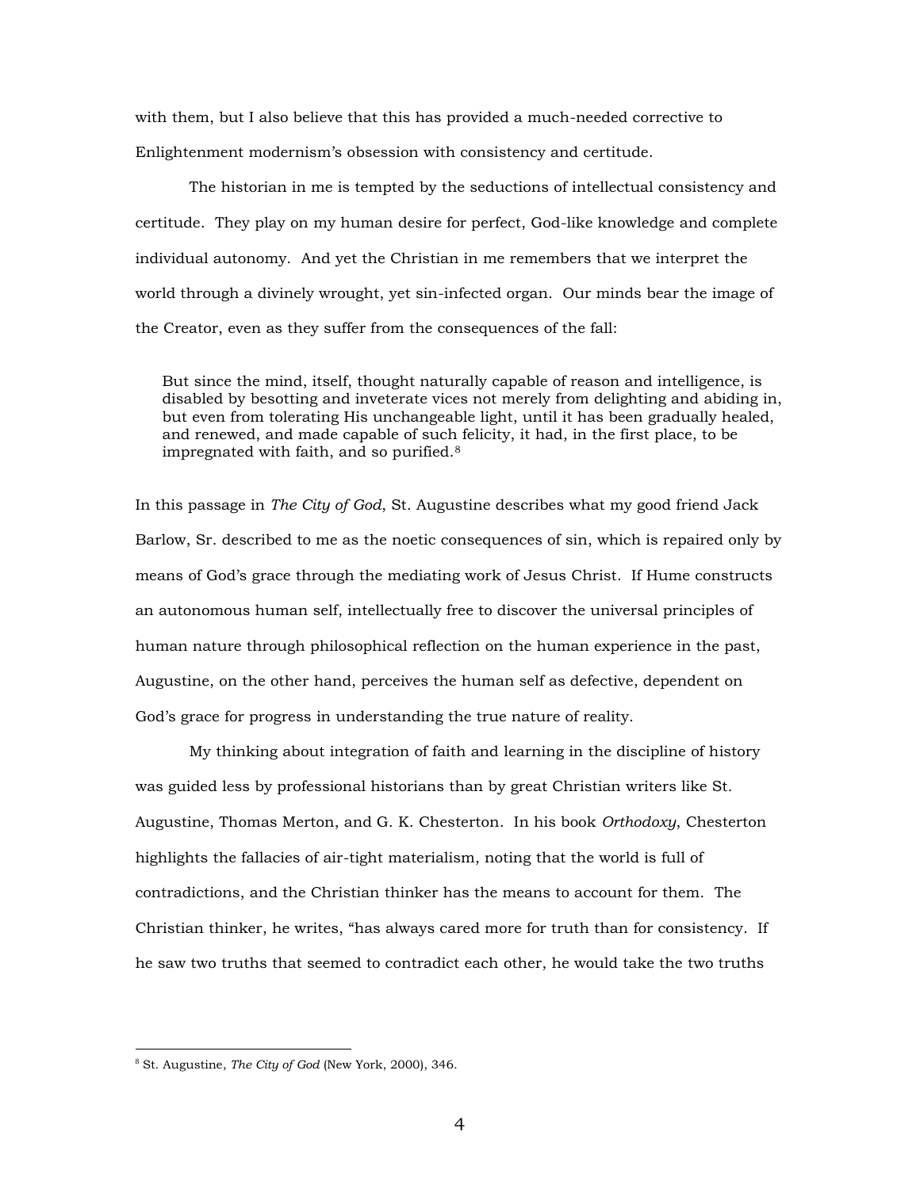with them, but I also believe that this has provided a much-needed corrective to Enlightenment modernism's obsession with consistency and certitude.

The historian in me is tempted by the seductions of intellectual consistency and certitude. They play on my human desire for perfect, God-like knowledge and complete individual autonomy. And yet the Christian in me remembers that we interpret the world through a divinely wrought, yet sin-infected organ. Our minds bear the image of the Creator, even as they suffer from the consequences of the fall:

> But since the mind, itself, thought naturally capable of reason and intelligence, is disabled by besotting and inveterate vices not merely from delighting and abiding in, but even from tolerating His unchangeable light, until it has been gradually healed, and renewed, and made capable of such felicity, it had, in the first place, to be impregnated with faith, and so purified.[8]

In this passage in *The City of God*, St. Augustine describes what my good friend Jack Barlow, Sr. described to me as the noetic consequences of sin, which is repaired only by means of God's grace through the mediating work of Jesus Christ. If Hume constructs an autonomous human self, intellectually free to discover the universal principles of human nature through philosophical reflection on the human experience in the past, Augustine, on the other hand, perceives the human self as defective, dependent on God's grace for progress in understanding the true nature of reality.

My thinking about integration of faith and learning in the discipline of history was guided less by professional historians than by great Christian writers like St. Augustine, Thomas Merton, and G. K. Chesterton. In his book *Orthodoxy*, Chesterton highlights the fallacies of air-tight materialism, noting that the world is full of contradictions, and the Christian thinker has the means to account for them. The Christian thinker, he writes, "has always cared more for truth than for consistency. If he saw two truths that seemed to contradict each other, he would take the two truths

[8] St. Augustine, *The City of God* (New York, 2000), 346.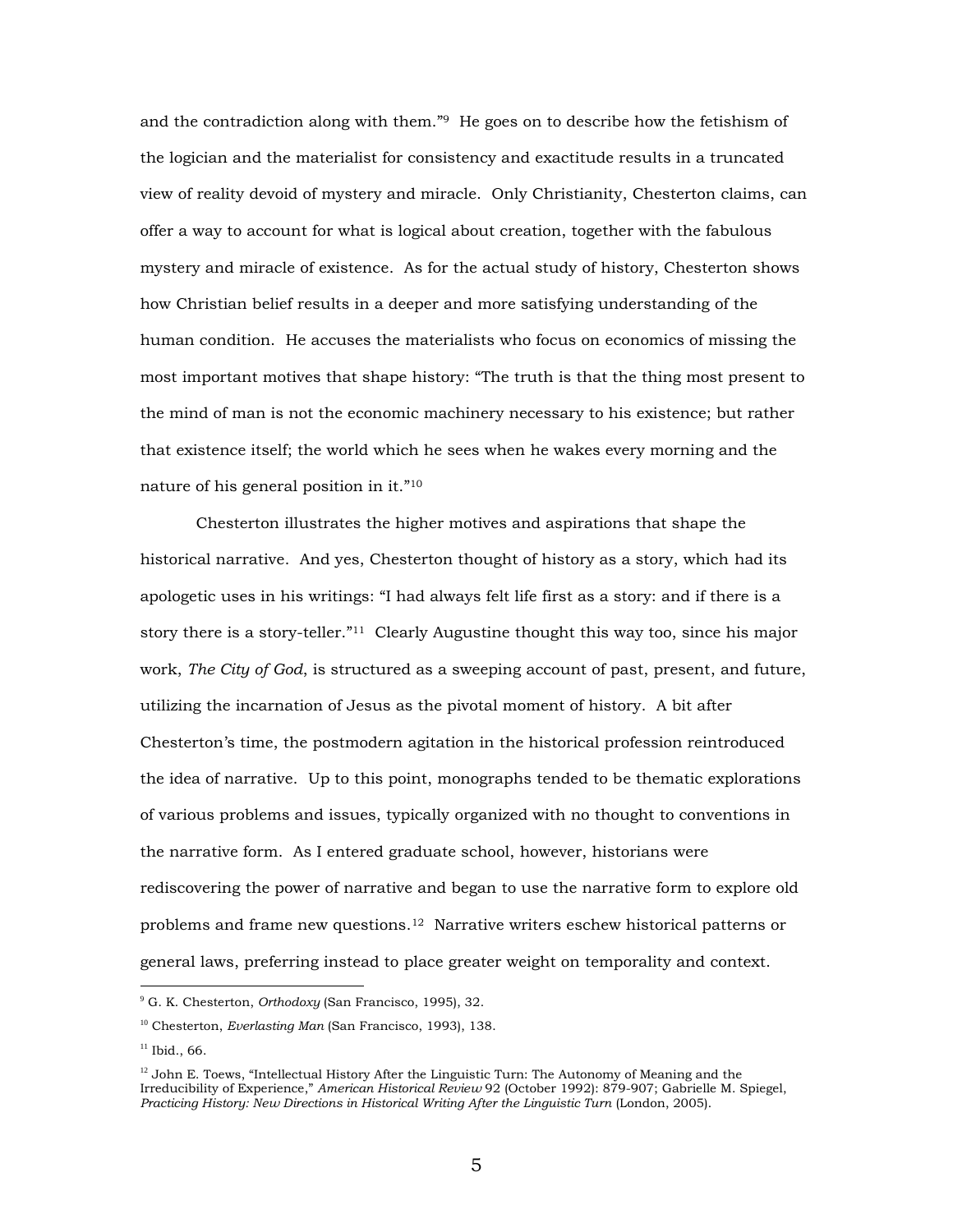and the contradiction along with them."[9] He goes on to describe how the fetishism of the logician and the materialist for consistency and exactitude results in a truncated view of reality devoid of mystery and miracle. Only Christianity, Chesterton claims, can offer a way to account for what is logical about creation, together with the fabulous mystery and miracle of existence. As for the actual study of history, Chesterton shows how Christian belief results in a deeper and more satisfying understanding of the human condition. He accuses the materialists who focus on economics of missing the most important motives that shape history: "The truth is that the thing most present to the mind of man is not the economic machinery necessary to his existence; but rather that existence itself; the world which he sees when he wakes every morning and the nature of his general position in it."[10]

Chesterton illustrates the higher motives and aspirations that shape the historical narrative. And yes, Chesterton thought of history as a story, which had its apologetic uses in his writings: "I had always felt life first as a story: and if there is a story there is a story-teller."[11] Clearly Augustine thought this way too, since his major work, *The City of God*, is structured as a sweeping account of past, present, and future, utilizing the incarnation of Jesus as the pivotal moment of history. A bit after Chesterton's time, the postmodern agitation in the historical profession reintroduced the idea of narrative. Up to this point, monographs tended to be thematic explorations of various problems and issues, typically organized with no thought to conventions in the narrative form. As I entered graduate school, however, historians were rediscovering the power of narrative and began to use the narrative form to explore old problems and frame new questions.[12] Narrative writers eschew historical patterns or general laws, preferring instead to place greater weight on temporality and context.

---

[9] G. K. Chesterton, *Orthodoxy* (San Francisco, 1995), 32.

[10] Chesterton, *Everlasting Man* (San Francisco, 1993), 138.

[11] Ibid., 66.

[12] John E. Toews, "Intellectual History After the Linguistic Turn: The Autonomy of Meaning and the Irreducibility of Experience," *American Historical Review* 92 (October 1992): 879-907; Gabrielle M. Spiegel, *Practicing History: New Directions in Historical Writing After the Linguistic Turn* (London, 2005).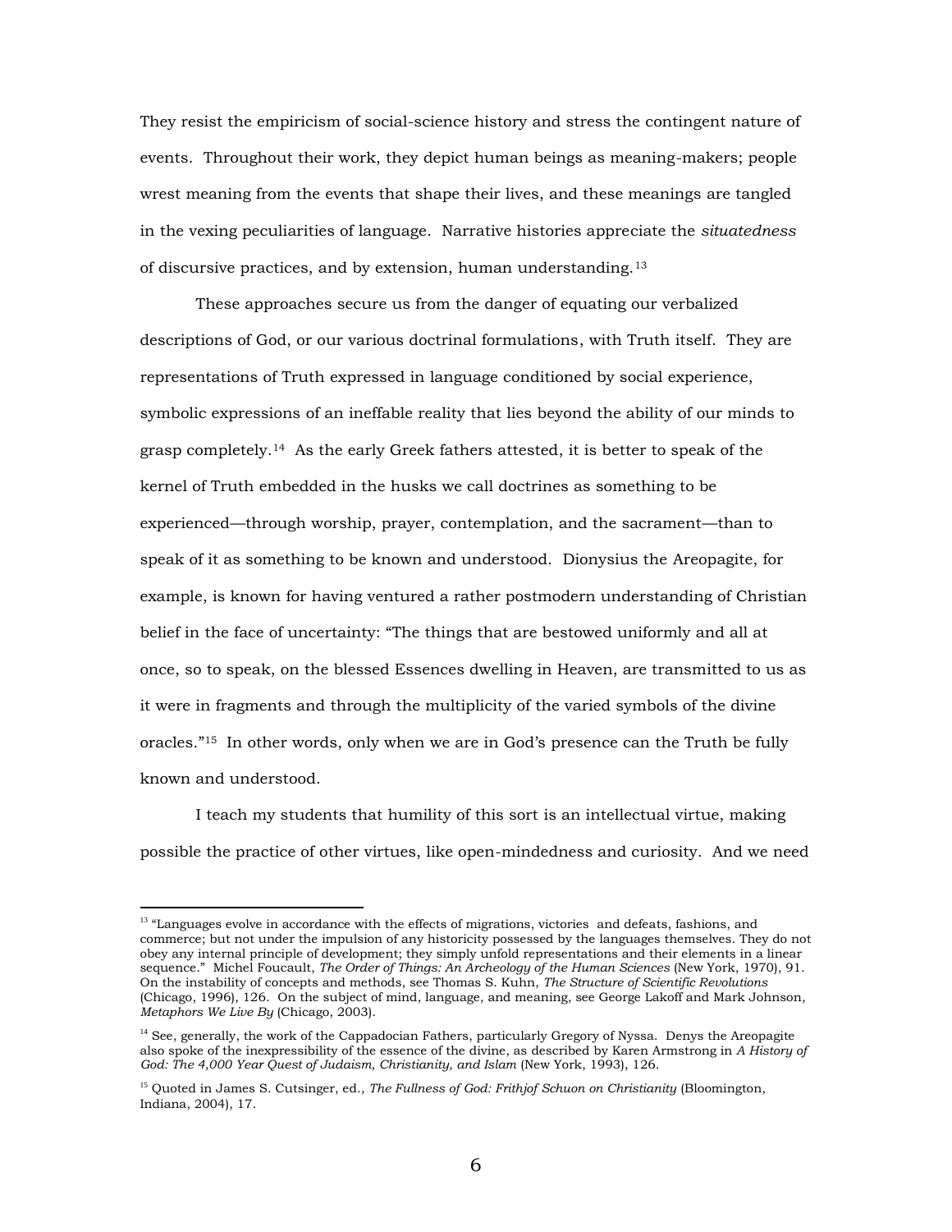They resist the empiricism of social-science history and stress the contingent nature of events. Throughout their work, they depict human beings as meaning-makers; people wrest meaning from the events that shape their lives, and these meanings are tangled in the vexing peculiarities of language. Narrative histories appreciate the *situatedness* of discursive practices, and by extension, human understanding.[13]

These approaches secure us from the danger of equating our verbalized descriptions of God, or our various doctrinal formulations, with Truth itself. They are representations of Truth expressed in language conditioned by social experience, symbolic expressions of an ineffable reality that lies beyond the ability of our minds to grasp completely.[14] As the early Greek fathers attested, it is better to speak of the kernel of Truth embedded in the husks we call doctrines as something to be experienced—through worship, prayer, contemplation, and the sacrament—than to speak of it as something to be known and understood. Dionysius the Areopagite, for example, is known for having ventured a rather postmodern understanding of Christian belief in the face of uncertainty: "The things that are bestowed uniformly and all at once, so to speak, on the blessed Essences dwelling in Heaven, are transmitted to us as it were in fragments and through the multiplicity of the varied symbols of the divine oracles."[15] In other words, only when we are in God's presence can the Truth be fully known and understood.

I teach my students that humility of this sort is an intellectual virtue, making possible the practice of other virtues, like open-mindedness and curiosity. And we need

---

[13] "Languages evolve in accordance with the effects of migrations, victories and defeats, fashions, and commerce; but not under the impulsion of any historicity possessed by the languages themselves. They do not obey any internal principle of development; they simply unfold representations and their elements in a linear sequence." Michel Foucault, *The Order of Things: An Archeology of the Human Sciences* (New York, 1970), 91. On the instability of concepts and methods, see Thomas S. Kuhn, *The Structure of Scientific Revolutions* (Chicago, 1996), 126. On the subject of mind, language, and meaning, see George Lakoff and Mark Johnson, *Metaphors We Live By* (Chicago, 2003).

[14] See, generally, the work of the Cappadocian Fathers, particularly Gregory of Nyssa. Denys the Areopagite also spoke of the inexpressibility of the essence of the divine, as described by Karen Armstrong in *A History of God: The 4,000 Year Quest of Judaism, Christianity, and Islam* (New York, 1993), 126.

[15] Quoted in James S. Cutsinger, ed., *The Fullness of God: Frithjof Schuon on Christianity* (Bloomington, Indiana, 2004), 17.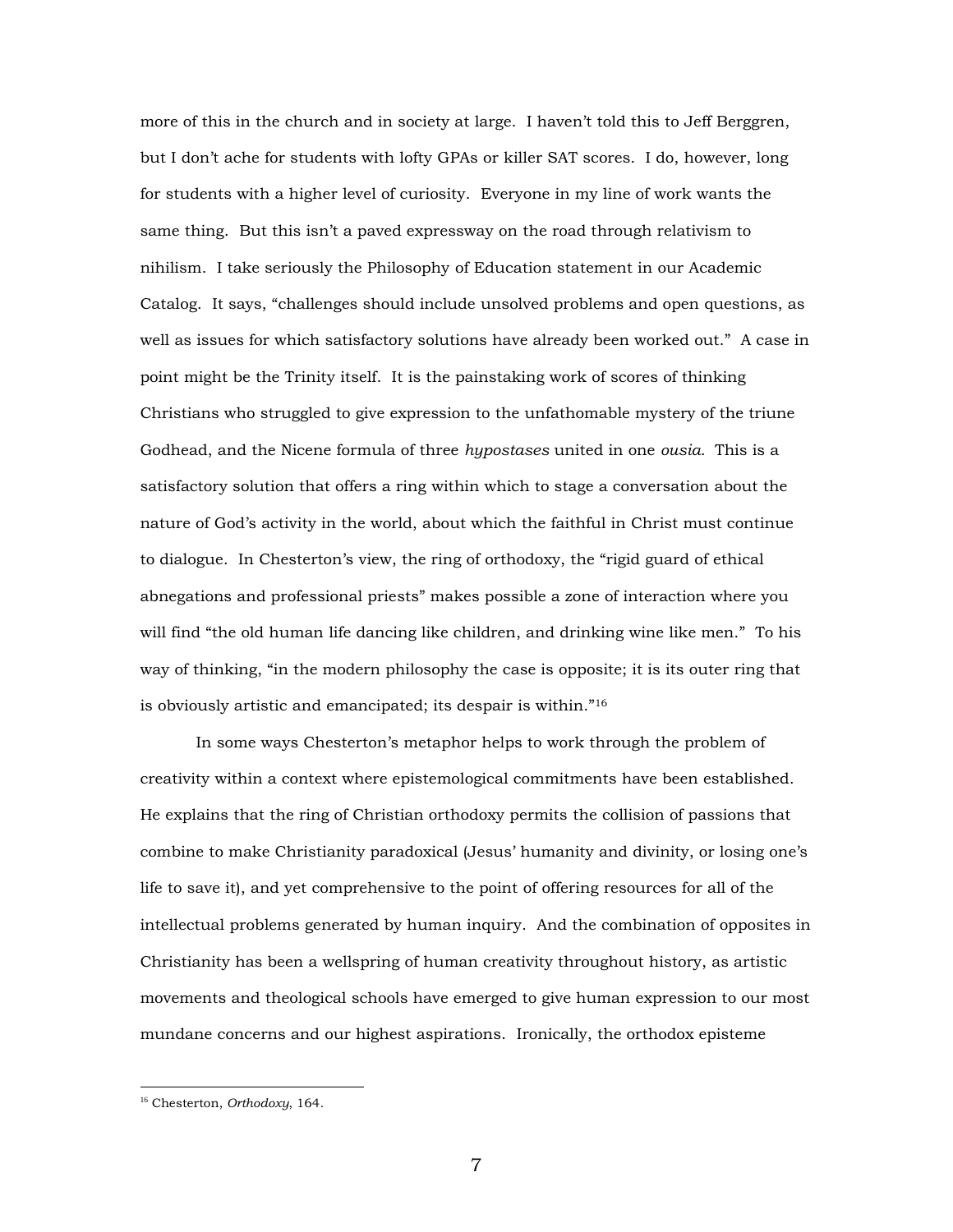more of this in the church and in society at large. I haven't told this to Jeff Berggren, but I don't ache for students with lofty GPAs or killer SAT scores. I do, however, long for students with a higher level of curiosity. Everyone in my line of work wants the same thing. But this isn't a paved expressway on the road through relativism to nihilism. I take seriously the Philosophy of Education statement in our Academic Catalog. It says, "challenges should include unsolved problems and open questions, as well as issues for which satisfactory solutions have already been worked out." A case in point might be the Trinity itself. It is the painstaking work of scores of thinking Christians who struggled to give expression to the unfathomable mystery of the triune Godhead, and the Nicene formula of three *hypostases* united in one *ousia.* This is a satisfactory solution that offers a ring within which to stage a conversation about the nature of God's activity in the world, about which the faithful in Christ must continue to dialogue. In Chesterton's view, the ring of orthodoxy, the "rigid guard of ethical abnegations and professional priests" makes possible a zone of interaction where you will find "the old human life dancing like children, and drinking wine like men." To his way of thinking, "in the modern philosophy the case is opposite; it is its outer ring that is obviously artistic and emancipated; its despair is within."[16]

In some ways Chesterton's metaphor helps to work through the problem of creativity within a context where epistemological commitments have been established. He explains that the ring of Christian orthodoxy permits the collision of passions that combine to make Christianity paradoxical (Jesus' humanity and divinity, or losing one's life to save it), and yet comprehensive to the point of offering resources for all of the intellectual problems generated by human inquiry. And the combination of opposites in Christianity has been a wellspring of human creativity throughout history, as artistic movements and theological schools have emerged to give human expression to our most mundane concerns and our highest aspirations. Ironically, the orthodox episteme

---

[16] Chesterton, *Orthodoxy*, 164.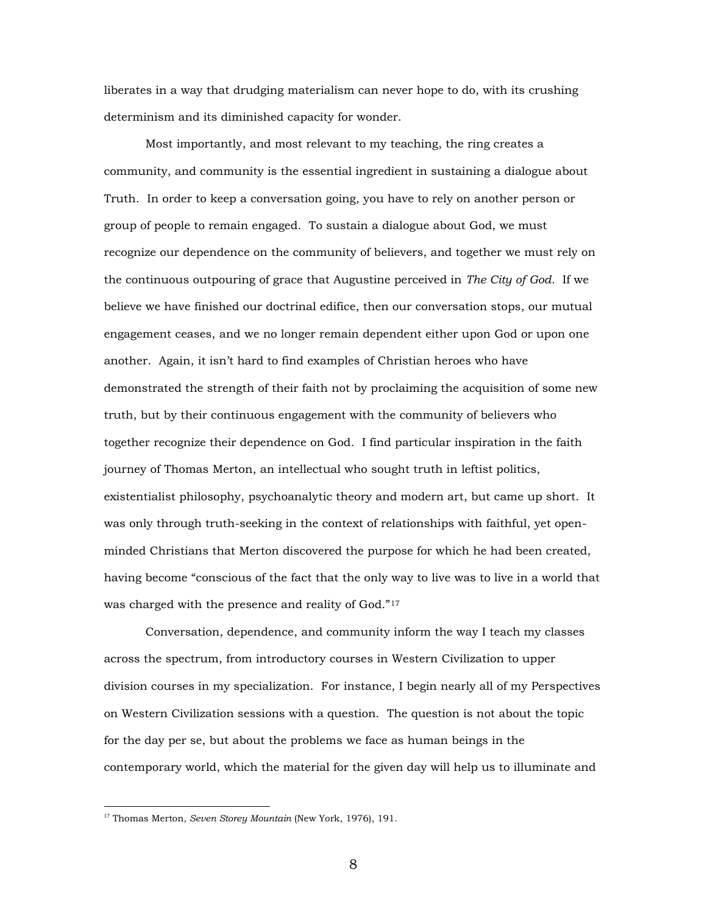liberates in a way that drudging materialism can never hope to do, with its crushing determinism and its diminished capacity for wonder.

Most importantly, and most relevant to my teaching, the ring creates a community, and community is the essential ingredient in sustaining a dialogue about Truth. In order to keep a conversation going, you have to rely on another person or group of people to remain engaged. To sustain a dialogue about God, we must recognize our dependence on the community of believers, and together we must rely on the continuous outpouring of grace that Augustine perceived in *The City of God.* If we believe we have finished our doctrinal edifice, then our conversation stops, our mutual engagement ceases, and we no longer remain dependent either upon God or upon one another. Again, it isn't hard to find examples of Christian heroes who have demonstrated the strength of their faith not by proclaiming the acquisition of some new truth, but by their continuous engagement with the community of believers who together recognize their dependence on God. I find particular inspiration in the faith journey of Thomas Merton, an intellectual who sought truth in leftist politics, existentialist philosophy, psychoanalytic theory and modern art, but came up short. It was only through truth-seeking in the context of relationships with faithful, yet open-minded Christians that Merton discovered the purpose for which he had been created, having become "conscious of the fact that the only way to live was to live in a world that was charged with the presence and reality of God."[17]

Conversation, dependence, and community inform the way I teach my classes across the spectrum, from introductory courses in Western Civilization to upper division courses in my specialization. For instance, I begin nearly all of my Perspectives on Western Civilization sessions with a question. The question is not about the topic for the day per se, but about the problems we face as human beings in the contemporary world, which the material for the given day will help us to illuminate and

---

[17] Thomas Merton, *Seven Storey Mountain* (New York, 1976), 191.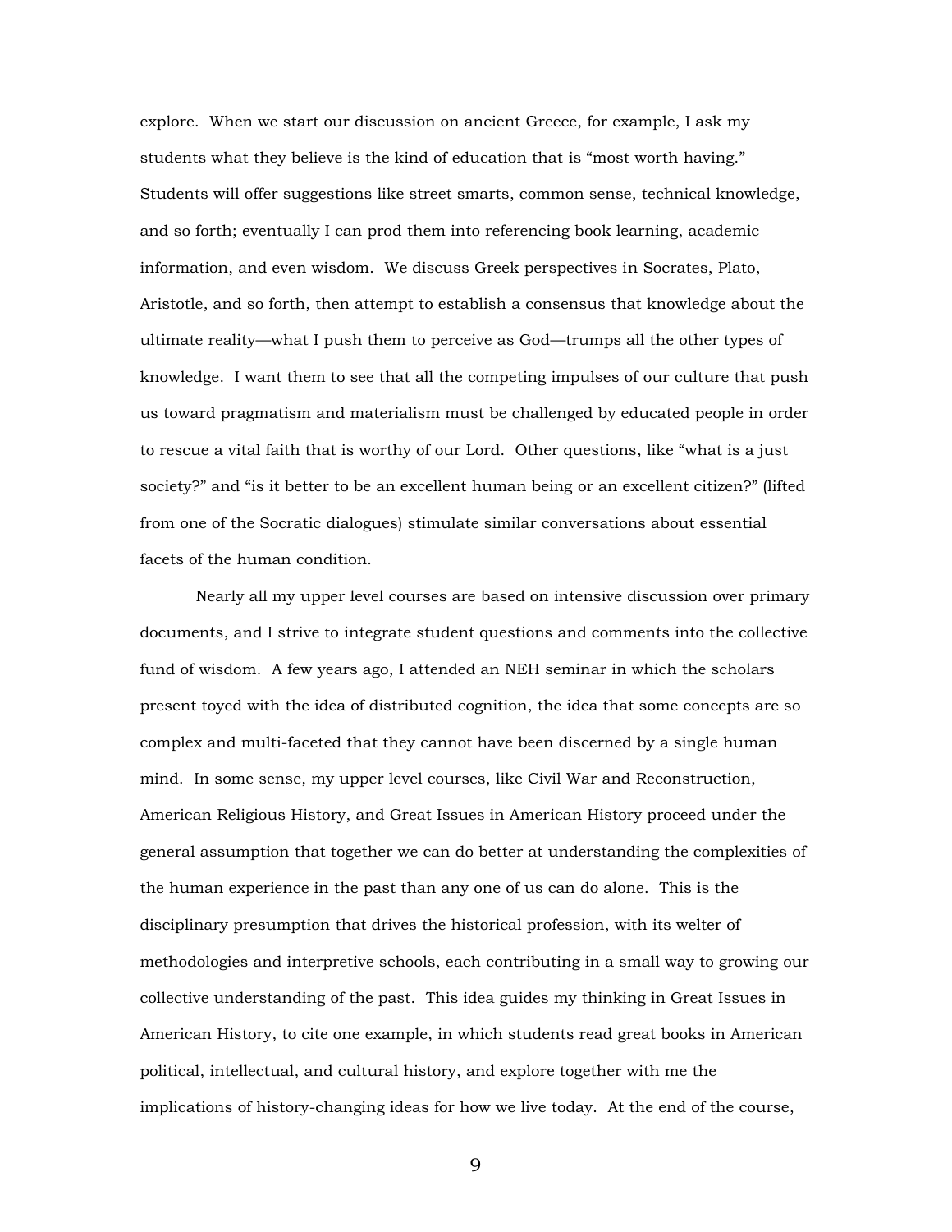explore. When we start our discussion on ancient Greece, for example, I ask my students what they believe is the kind of education that is "most worth having." Students will offer suggestions like street smarts, common sense, technical knowledge, and so forth; eventually I can prod them into referencing book learning, academic information, and even wisdom. We discuss Greek perspectives in Socrates, Plato, Aristotle, and so forth, then attempt to establish a consensus that knowledge about the ultimate reality—what I push them to perceive as God—trumps all the other types of knowledge. I want them to see that all the competing impulses of our culture that push us toward pragmatism and materialism must be challenged by educated people in order to rescue a vital faith that is worthy of our Lord. Other questions, like "what is a just society?" and "is it better to be an excellent human being or an excellent citizen?" (lifted from one of the Socratic dialogues) stimulate similar conversations about essential facets of the human condition.

Nearly all my upper level courses are based on intensive discussion over primary documents, and I strive to integrate student questions and comments into the collective fund of wisdom. A few years ago, I attended an NEH seminar in which the scholars present toyed with the idea of distributed cognition, the idea that some concepts are so complex and multi-faceted that they cannot have been discerned by a single human mind. In some sense, my upper level courses, like Civil War and Reconstruction, American Religious History, and Great Issues in American History proceed under the general assumption that together we can do better at understanding the complexities of the human experience in the past than any one of us can do alone. This is the disciplinary presumption that drives the historical profession, with its welter of methodologies and interpretive schools, each contributing in a small way to growing our collective understanding of the past. This idea guides my thinking in Great Issues in American History, to cite one example, in which students read great books in American political, intellectual, and cultural history, and explore together with me the implications of history-changing ideas for how we live today. At the end of the course,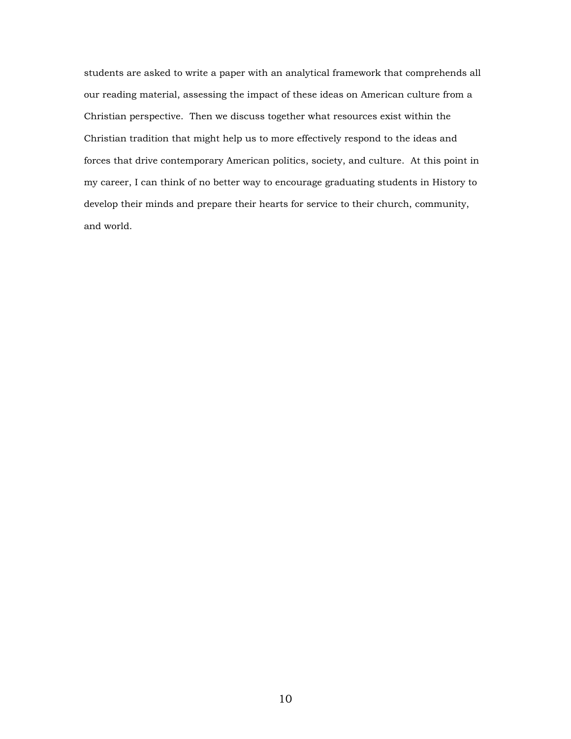students are asked to write a paper with an analytical framework that comprehends all our reading material, assessing the impact of these ideas on American culture from a Christian perspective. Then we discuss together what resources exist within the Christian tradition that might help us to more effectively respond to the ideas and forces that drive contemporary American politics, society, and culture. At this point in my career, I can think of no better way to encourage graduating students in History to develop their minds and prepare their hearts for service to their church, community, and world.